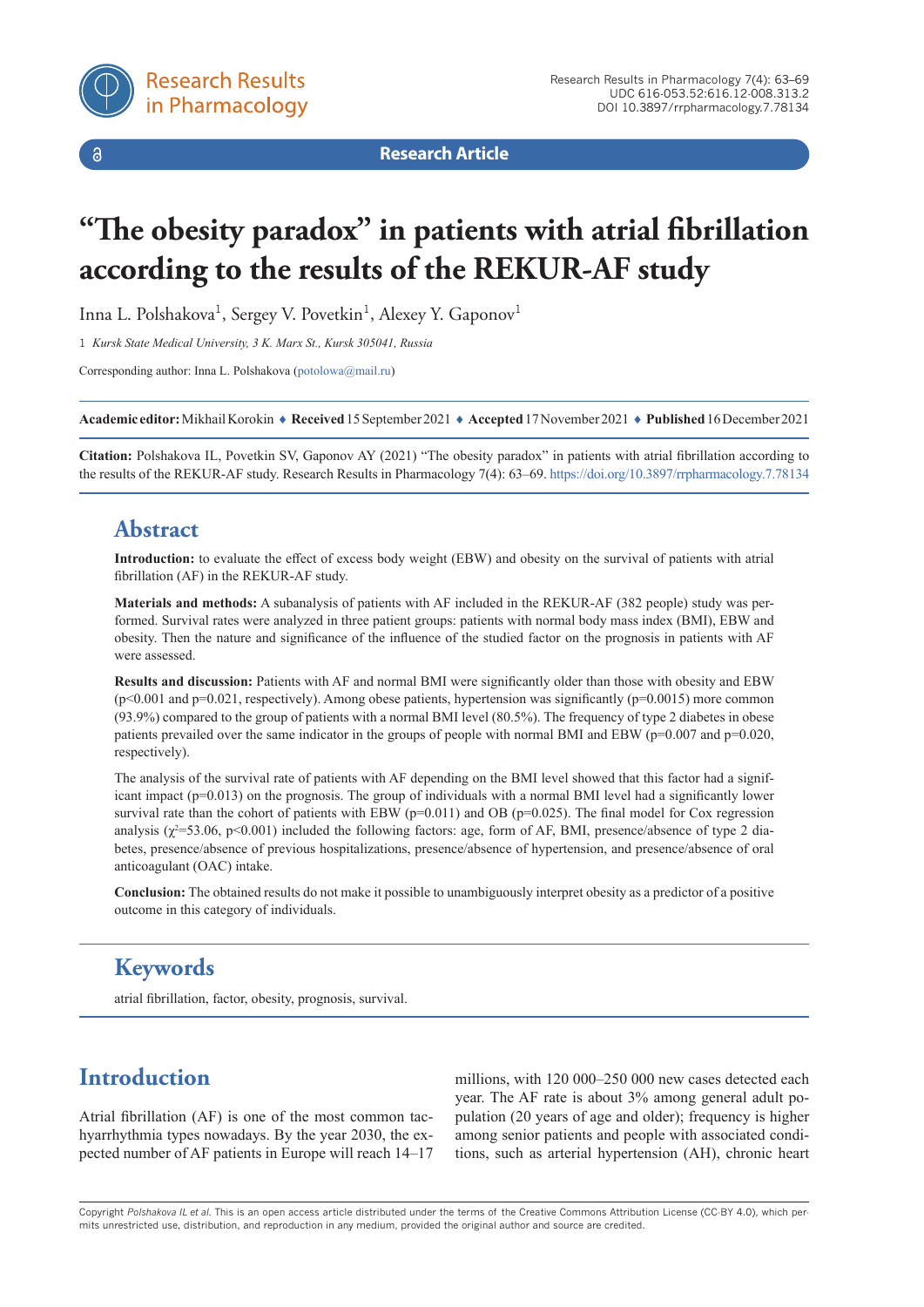**Research Article**

# "The obesity paradox" in patients with atrial fibrillation according to the results of the REKUR-AF study

Inna L. Polshakova[1], Sergey V. Povetkin[1], Alexey Y. Gaponov[1]

1 *Kursk State Medical University, 3 K. Marx St., Kursk 305041, Russia*

Corresponding author: Inna L. Polshakova (potolowa@mail.ru)

**Academic editor:** Mikhail Korokin ♦ **Received** 15 September 2021 ♦ **Accepted** 17 November 2021 ♦ **Published** 16 December 2021

**Citation:** Polshakova IL, Povetkin SV, Gaponov AY (2021) "The obesity paradox" in patients with atrial fibrillation according to the results of the REKUR-AF study. Research Results in Pharmacology 7(4): 63–69. https://doi.org/10.3897/rrpharmacology.7.78134

## Abstract

**Introduction:** to evaluate the effect of excess body weight (EBW) and obesity on the survival of patients with atrial fibrillation (AF) in the REKUR-AF study.

**Materials and methods:** A subanalysis of patients with AF included in the REKUR-AF (382 people) study was performed. Survival rates were analyzed in three patient groups: patients with normal body mass index (BMI), EBW and obesity. Then the nature and significance of the influence of the studied factor on the prognosis in patients with AF were assessed.

**Results and discussion:** Patients with AF and normal BMI were significantly older than those with obesity and EBW ($p<0.001$ and $p=0.021$, respectively). Among obese patients, hypertension was significantly ($p=0.0015$) more common (93.9%) compared to the group of patients with a normal BMI level (80.5%). The frequency of type 2 diabetes in obese patients prevailed over the same indicator in the groups of people with normal BMI and EBW ($p=0.007$ and $p=0.020$, respectively).

The analysis of the survival rate of patients with AF depending on the BMI level showed that this factor had a significant impact ($p=0.013$) on the prognosis. The group of individuals with a normal BMI level had a significantly lower survival rate than the cohort of patients with EBW ($p=0.011$) and OB ($p=0.025$). The final model for Cox regression analysis ($\chi^2=53.06$, $p<0.001$) included the following factors: age, form of AF, BMI, presence/absence of type 2 diabetes, presence/absence of previous hospitalizations, presence/absence of hypertension, and presence/absence of oral anticoagulant (OAC) intake.

**Conclusion:** The obtained results do not make it possible to unambiguously interpret obesity as a predictor of a positive outcome in this category of individuals.

## Keywords

atrial fibrillation, factor, obesity, prognosis, survival.

## Introduction

Atrial fibrillation (AF) is one of the most common tachyarrhythmia types nowadays. By the year 2030, the expected number of AF patients in Europe will reach 14–17 millions, with 120 000–250 000 new cases detected each year. The AF rate is about 3% among general adult population (20 years of age and older); frequency is higher among senior patients and people with associated conditions, such as arterial hypertension (AH), chronic heart

Copyright *Polshakova IL et al.* This is an open access article distributed under the terms of the Creative Commons Attribution License (CC-BY 4.0), which permits unrestricted use, distribution, and reproduction in any medium, provided the original author and source are credited.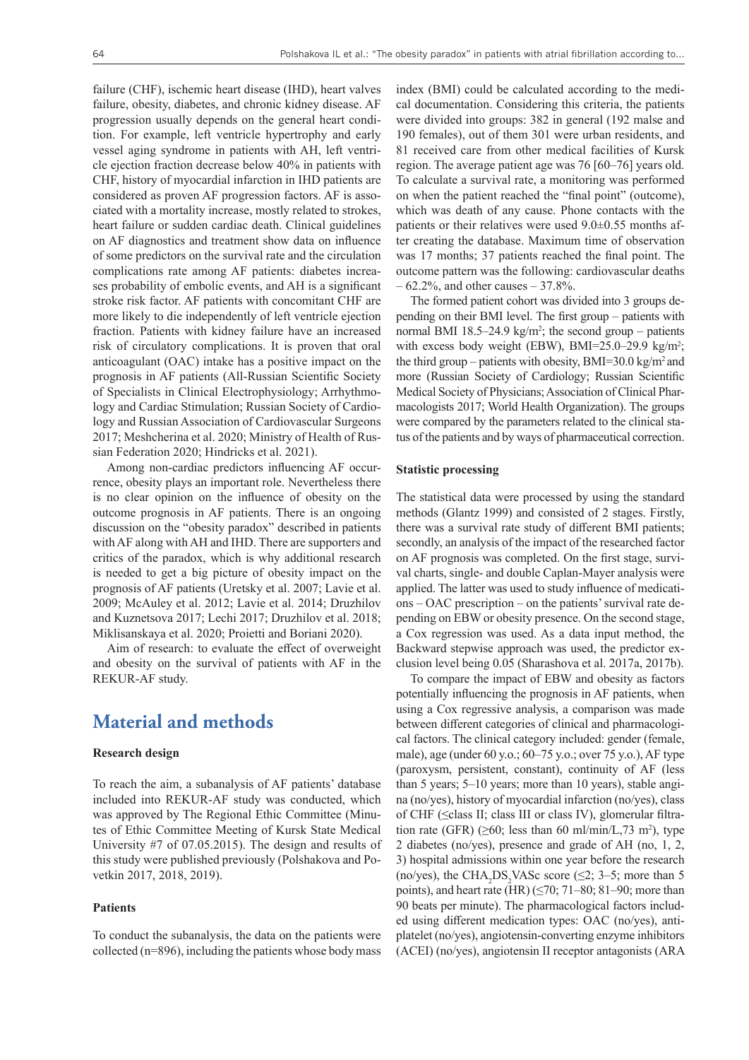failure (CHF), ischemic heart disease (IHD), heart valves failure, obesity, diabetes, and chronic kidney disease. AF progression usually depends on the general heart condition. For example, left ventricle hypertrophy and early vessel aging syndrome in patients with AH, left ventricle ejection fraction decrease below 40% in patients with CHF, history of myocardial infarction in IHD patients are considered as proven AF progression factors. AF is associated with a mortality increase, mostly related to strokes, heart failure or sudden cardiac death. Clinical guidelines on AF diagnostics and treatment show data on influence of some predictors on the survival rate and the circulation complications rate among AF patients: diabetes increases probability of embolic events, and AH is a significant stroke risk factor. AF patients with concomitant CHF are more likely to die independently of left ventricle ejection fraction. Patients with kidney failure have an increased risk of circulatory complications. It is proven that oral anticoagulant (OAC) intake has a positive impact on the prognosis in AF patients (All-Russian Scientific Society of Specialists in Clinical Electrophysiology; Arrhythmology and Cardiac Stimulation; Russian Society of Cardiology and Russian Association of Cardiovascular Surgeons 2017; Meshcherina et al. 2020; Ministry of Health of Russian Federation 2020; Hindricks et al. 2021).

Among non-cardiac predictors influencing AF occurrence, obesity plays an important role. Nevertheless there is no clear opinion on the influence of obesity on the outcome prognosis in AF patients. There is an ongoing discussion on the "obesity paradox" described in patients with AF along with AH and IHD. There are supporters and critics of the paradox, which is why additional research is needed to get a big picture of obesity impact on the prognosis of AF patients (Uretsky et al. 2007; Lavie et al. 2009; McAuley et al. 2012; Lavie et al. 2014; Druzhilov and Kuznetsova 2017; Lechi 2017; Druzhilov et al. 2018; Miklisanskaya et al. 2020; Proietti and Boriani 2020).

Aim of research: to evaluate the effect of overweight and obesity on the survival of patients with AF in the REKUR-AF study.

# Material and methods

### Research design

To reach the aim, a subanalysis of AF patients' database included into REKUR-AF study was conducted, which was approved by The Regional Ethic Committee (Minutes of Ethic Committee Meeting of Kursk State Medical University #7 of 07.05.2015). The design and results of this study were published previously (Polshakova and Povetkin 2017, 2018, 2019).

### Patients

To conduct the subanalysis, the data on the patients were collected (n=896), including the patients whose body mass index (BMI) could be calculated according to the medical documentation. Considering this criteria, the patients were divided into groups: 382 in general (192 malse and 190 females), out of them 301 were urban residents, and 81 received care from other medical facilities of Kursk region. The average patient age was 76 [60–76] years old. To calculate a survival rate, a monitoring was performed on when the patient reached the "final point" (outcome), which was death of any cause. Phone contacts with the patients or their relatives were used 9.0±0.55 months after creating the database. Maximum time of observation was 17 months; 37 patients reached the final point. The outcome pattern was the following: cardiovascular deaths – 62.2%, and other causes – 37.8%.

The formed patient cohort was divided into 3 groups depending on their BMI level. The first group – patients with normal BMI 18.5–24.9 kg/m$^2$; the second group – patients with excess body weight (EBW), BMI=25.0–29.9 kg/m$^2$; the third group – patients with obesity, BMI=30.0 kg/m$^2$ and more (Russian Society of Cardiology; Russian Scientific Medical Society of Physicians; Association of Clinical Pharmacologists 2017; World Health Organization). The groups were compared by the parameters related to the clinical status of the patients and by ways of pharmaceutical correction.

### Statistic processing

The statistical data were processed by using the standard methods (Glantz 1999) and consisted of 2 stages. Firstly, there was a survival rate study of different BMI patients; secondly, an analysis of the impact of the researched factor on AF prognosis was completed. On the first stage, survival charts, single- and double Caplan-Mayer analysis were applied. The latter was used to study influence of medications – OAC prescription – on the patients' survival rate depending on EBW or obesity presence. On the second stage, a Cox regression was used. As a data input method, the Backward stepwise approach was used, the predictor exclusion level being 0.05 (Sharashova et al. 2017a, 2017b).

To compare the impact of EBW and obesity as factors potentially influencing the prognosis in AF patients, when using a Cox regressive analysis, a comparison was made between different categories of clinical and pharmacological factors. The clinical category included: gender (female, male), age (under 60 y.o.; 60–75 y.o.; over 75 y.o.), AF type (paroxysm, persistent, constant), continuity of AF (less than 5 years; 5–10 years; more than 10 years), stable angina (no/yes), history of myocardial infarction (no/yes), class of CHF (≤class II; class III or class IV), glomerular filtration rate (GFR) (≥60; less than 60 ml/min/L,73 m$^2$), type 2 diabetes (no/yes), presence and grade of AH (no, 1, 2, 3) hospital admissions within one year before the research (no/yes), the $CHA_2DS_2VASc$ score (≤2; 3–5; more than 5 points), and heart rate (HR) (≤70; 71–80; 81–90; more than 90 beats per minute). The pharmacological factors included using different medication types: OAC (no/yes), antiplatelet (no/yes), angiotensin-converting enzyme inhibitors (ACEI) (no/yes), angiotensin II receptor antagonists (ARA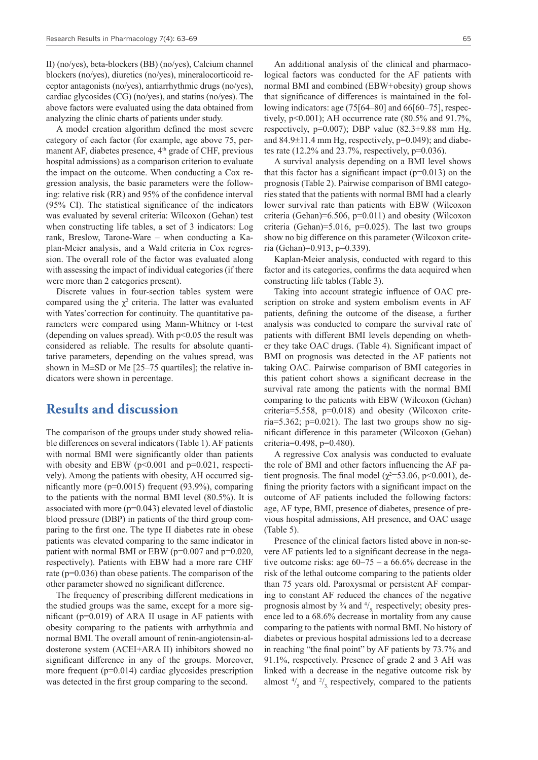II) (no/yes), beta-blockers (BB) (no/yes), Calcium channel blockers (no/yes), diuretics (no/yes), mineralocorticoid receptor antagonists (no/yes), antiarrhythmic drugs (no/yes), cardiac glycosides (CG) (no/yes), and statins (no/yes). The above factors were evaluated using the data obtained from analyzing the clinic charts of patients under study.

A model creation algorithm defined the most severe category of each factor (for example, age above 75, permanent AF, diabetes presence, 4[th] grade of CHF, previous hospital admissions) as a comparison criterion to evaluate the impact on the outcome. When conducting a Cox regression analysis, the basic parameters were the following: relative risk (RR) and 95% of the confidence interval (95% CI). The statistical significance of the indicators was evaluated by several criteria: Wilcoxon (Gehan) test when constructing life tables, a set of 3 indicators: Log rank, Breslow, Tarone-Ware – when conducting a Kaplan-Meier analysis, and a Wald criteria in Cox regression. The overall role of the factor was evaluated along with assessing the impact of individual categories (if there were more than 2 categories present).

Discrete values in four-section tables system were compared using the $\chi^2$ criteria. The latter was evaluated with Yates'correction for continuity. The quantitative parameters were compared using Mann-Whitney or t-test (depending on values spread). With $p<0.05$ the result was considered as reliable. The results for absolute quantitative parameters, depending on the values spread, was shown in M±SD or Me [25–75 quartiles]; the relative indicators were shown in percentage.

## Results and discussion

The comparison of the groups under study showed reliable differences on several indicators (Table 1). AF patients with normal BMI were significantly older than patients with obesity and EBW ($p<0.001$ and $p=0.021$, respectively). Among the patients with obesity, AH occurred significantly more ($p=0.0015$) frequent (93.9%), comparing to the patients with the normal BMI level (80.5%). It is associated with more ($p=0.043$) elevated level of diastolic blood pressure (DBP) in patients of the third group comparing to the first one. The type II diabetes rate in obese patients was elevated comparing to the same indicator in patient with normal BMI or EBW ($p=0.007$ and $p=0.020$, respectively). Patients with EBW had a more rare CHF rate ($p=0.036$) than obese patients. The comparison of the other parameter showed no significant difference.

The frequency of prescribing different medications in the studied groups was the same, except for a more significant ($p=0.019$) of ARA II usage in AF patients with obesity comparing to the patients with arrhythmia and normal BMI. The overall amount of renin-angiotensin-aldosterone system (ACEI+ARA II) inhibitors showed no significant difference in any of the groups. Moreover, more frequent ($p=0.014$) cardiac glycosides prescription was detected in the first group comparing to the second.

An additional analysis of the clinical and pharmacological factors was conducted for the AF patients with normal BMI and combined (EBW+obesity) group shows that significance of differences is maintained in the following indicators: age (75[64–80] and 66[60–75], respectively, $p<0.001$); AH occurrence rate (80.5% and 91.7%, respectively, $p=0.007$); DBP value (82.3±9.88 mm Hg. and 84.9±11.4 mm Hg, respectively, $p=0.049$); and diabetes rate (12.2% and 23.7%, respectively, $p=0.036$).

A survival analysis depending on a BMI level shows that this factor has a significant impact ($p=0.013$) on the prognosis (Table 2). Pairwise comparison of BMI categories stated that the patients with normal BMI had a clearly lower survival rate than patients with EBW (Wilcoxon criteria (Gehan)=6.506, $p=0.011$) and obesity (Wilcoxon criteria (Gehan)=5.016, $p=0.025$). The last two groups show no big difference on this parameter (Wilcoxon criteria (Gehan)=0.913, $p=0.339$).

Kaplan-Meier analysis, conducted with regard to this factor and its categories, confirms the data acquired when constructing life tables (Table 3).

Taking into account strategic influence of OAC prescription on stroke and system embolism events in AF patients, defining the outcome of the disease, a further analysis was conducted to compare the survival rate of patients with different BMI levels depending on whether they take OAC drugs. (Table 4). Significant impact of BMI on prognosis was detected in the AF patients not taking OAC. Pairwise comparison of BMI categories in this patient cohort shows a significant decrease in the survival rate among the patients with the normal BMI comparing to the patients with EBW (Wilcoxon (Gehan) criteria=5.558, $p=0.018$) and obesity (Wilcoxon criteria=5.362; $p=0.021$). The last two groups show no significant difference in this parameter (Wilcoxon (Gehan) criteria=0.498, $p=0.480$).

A regressive Cox analysis was conducted to evaluate the role of BMI and other factors influencing the AF patient prognosis. The final model ($\chi^2=53.06$, $p<0.001$), defining the priority factors with a significant impact on the outcome of AF patients included the following factors: age, AF type, BMI, presence of diabetes, presence of previous hospital admissions, AH presence, and OAC usage (Table 5).

Presence of the clinical factors listed above in non-severe AF patients led to a significant decrease in the negative outcome risks: age 60–75 – a 66.6% decrease in the risk of the lethal outcome comparing to the patients older than 75 years old. Paroxysmal or persistent AF comparing to constant AF reduced the chances of the negative prognosis almost by ¾ and $^4/_5$, respectively; obesity presence led to a 68.6% decrease in mortality from any cause comparing to the patients with normal BMI. No history of diabetes or previous hospital admissions led to a decrease in reaching "the final point" by AF patients by 73.7% and 91.1%, respectively. Presence of grade 2 and 3 AH was linked with a decrease in the negative outcome risk by almost $^4/_5$ and $^2/_3$, respectively, compared to the patients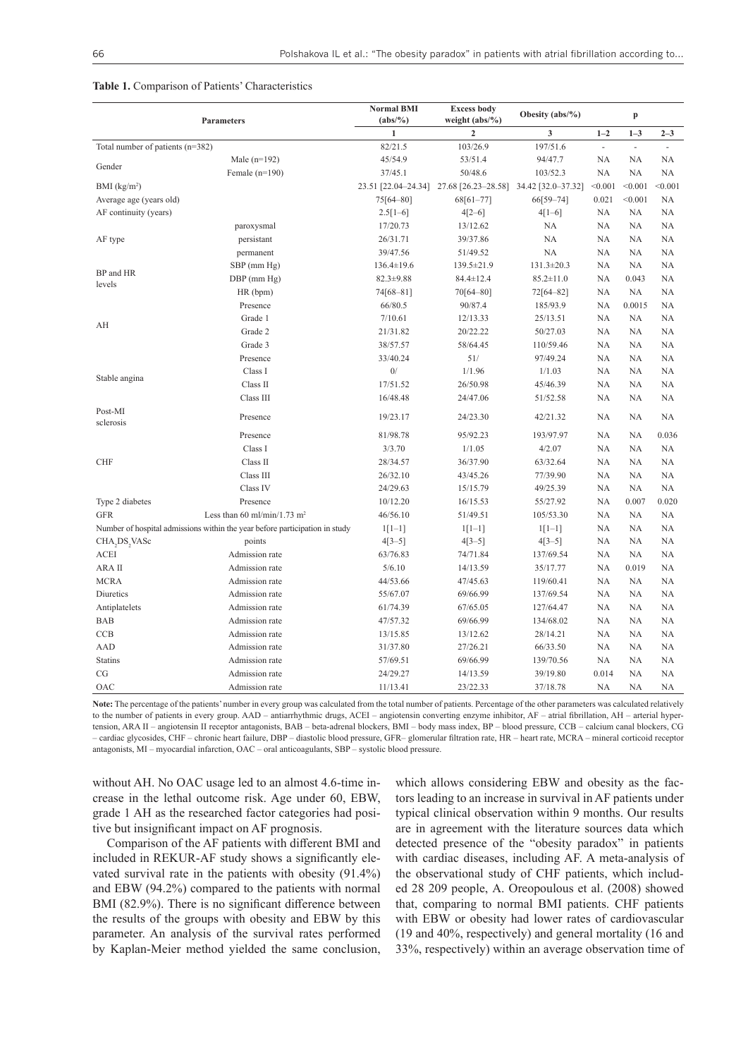**Table 1.** Comparison of Patients' Characteristics

| Parameters | | Normal BMI (abs/%) | Excess body weight (abs/%) | Obesity (abs/%) | p | | |
|---|---|---|---|---|---|---|---|
| | | 1 | 2 | 3 | 1–2 | 1–3 | 2–3 |
| Total number of patients (n=382) | | 82/21.5 | 103/26.9 | 197/51.6 | - | - | - |
| Gender | Male (n=192) | 45/54.9 | 53/51.4 | 94/47.7 | NA | NA | NA |
| | Female (n=190) | 37/45.1 | 50/48.6 | 103/52.3 | NA | NA | NA |
| BMI (kg/m$^2$) | | 23.51 [22.04–24.34] | 27.68 [26.23–28.58] | 34.42 [32.0–37.32] | <0.001 | <0.001 | <0.001 |
| Average age (years old) | | 75[64–80] | 68[61–77] | 66[59–74] | 0.021 | <0.001 | NA |
| AF continuity (years) | | 2.5[1–6] | 4[2–6] | 4[1–6] | NA | NA | NA |
| AF type | paroxysmal | 17/20.73 | 13/12.62 | NA | NA | NA | NA |
| | persistant | 26/31.71 | 39/37.86 | NA | NA | NA | NA |
| | permanent | 39/47.56 | 51/49.52 | NA | NA | NA | NA |
| BP and HR levels | SBP (mm Hg) | 136.4±19.6 | 139.5±21.9 | 131.3±20.3 | NA | NA | NA |
| | DBP (mm Hg) | 82.3±9.88 | 84.4±12.4 | 85.2±11.0 | NA | 0.043 | NA |
| | HR (bpm) | 74[68–81] | 70[64–80] | 72[64–82] | NA | NA | NA |
| AH | Presence | 66/80.5 | 90/87.4 | 185/93.9 | NA | 0.0015 | NA |
| | Grade 1 | 7/10.61 | 12/13.33 | 25/13.51 | NA | NA | NA |
| | Grade 2 | 21/31.82 | 20/22.22 | 50/27.03 | NA | NA | NA |
| | Grade 3 | 38/57.57 | 58/64.45 | 110/59.46 | NA | NA | NA |
| Stable angina | Presence | 33/40.24 | 51/ | 97/49.24 | NA | NA | NA |
| | Class I | 0/ | 1/1.96 | 1/1.03 | NA | NA | NA |
| | Class II | 17/51.52 | 26/50.98 | 45/46.39 | NA | NA | NA |
| | Class III | 16/48.48 | 24/47.06 | 51/52.58 | NA | NA | NA |
| Post-MI sclerosis | Presence | 19/23.17 | 24/23.30 | 42/21.32 | NA | NA | NA |
| CHF | Presence | 81/98.78 | 95/92.23 | 193/97.97 | NA | NA | 0.036 |
| | Class I | 3/3.70 | 1/1.05 | 4/2.07 | NA | NA | NA |
| | Class II | 28/34.57 | 36/37.90 | 63/32.64 | NA | NA | NA |
| | Class III | 26/32.10 | 43/45.26 | 77/39.90 | NA | NA | NA |
| | Class IV | 24/29.63 | 15/15.79 | 49/25.39 | NA | NA | NA |
| Type 2 diabetes | Presence | 10/12.20 | 16/15.53 | 55/27.92 | NA | 0.007 | 0.020 |
| GFR | Less than 60 ml/min/1.73 m$^2$ | 46/56.10 | 51/49.51 | 105/53.30 | NA | NA | NA |
| Number of hospital admissions within the year before participation in study | | 1[1–1] | 1[1–1] | 1[1–1] | NA | NA | NA |
| $CHA_2DS_2VASc$ | points | 4[3–5] | 4[3–5] | 4[3–5] | NA | NA | NA |
| ACEI | Admission rate | 63/76.83 | 74/71.84 | 137/69.54 | NA | NA | NA |
| ARA II | Admission rate | 5/6.10 | 14/13.59 | 35/17.77 | NA | 0.019 | NA |
| MCRA | Admission rate | 44/53.66 | 47/45.63 | 119/60.41 | NA | NA | NA |
| Diuretics | Admission rate | 55/67.07 | 69/66.99 | 137/69.54 | NA | NA | NA |
| Antiplatelets | Admission rate | 61/74.39 | 67/65.05 | 127/64.47 | NA | NA | NA |
| BAB | Admission rate | 47/57.32 | 69/66.99 | 134/68.02 | NA | NA | NA |
| CCB | Admission rate | 13/15.85 | 13/12.62 | 28/14.21 | NA | NA | NA |
| AAD | Admission rate | 31/37.80 | 27/26.21 | 66/33.50 | NA | NA | NA |
| Statins | Admission rate | 57/69.51 | 69/66.99 | 139/70.56 | NA | NA | NA |
| CG | Admission rate | 24/29.27 | 14/13.59 | 39/19.80 | 0.014 | NA | NA |
| OAC | Admission rate | 11/13.41 | 23/22.33 | 37/18.78 | NA | NA | NA |

**Note:** The percentage of the patients' number in every group was calculated from the total number of patients. Percentage of the other parameters was calculated relatively to the number of patients in every group. AAD – antiarrhythmic drugs, ACEI – angiotensin converting enzyme inhibitor, AF – atrial fibrillation, AH – arterial hypertension, ARA II – angiotensin II receptor antagonists, BAB – beta-adrenal blockers, BMI – body mass index, BP – blood pressure, CCB – calcium canal blockers, CG – cardiac glycosides, CHF – chronic heart failure, DBP – diastolic blood pressure, GFR– glomerular filtration rate, HR – heart rate, MCRA – mineral corticoid receptor antagonists, MI – myocardial infarction, OAC – oral anticoagulants, SBP – systolic blood pressure.

without AH. No OAC usage led to an almost 4.6-time increase in the lethal outcome risk. Age under 60, EBW, grade 1 AH as the researched factor categories had positive but insignificant impact on AF prognosis.

Comparison of the AF patients with different BMI and included in REKUR-AF study shows a significantly elevated survival rate in the patients with obesity (91.4%) and EBW (94.2%) compared to the patients with normal BMI (82.9%). There is no significant difference between the results of the groups with obesity and EBW by this parameter. An analysis of the survival rates performed by Kaplan-Meier method yielded the same conclusion, which allows considering EBW and obesity as the factors leading to an increase in survival in AF patients under typical clinical observation within 9 months. Our results are in agreement with the literature sources data which detected presence of the "obesity paradox" in patients with cardiac diseases, including AF. A meta-analysis of the observational study of CHF patients, which included 28 209 people, A. Oreopoulous et al. (2008) showed that, comparing to normal BMI patients. CHF patients with EBW or obesity had lower rates of cardiovascular (19 and 40%, respectively) and general mortality (16 and 33%, respectively) within an average observation time of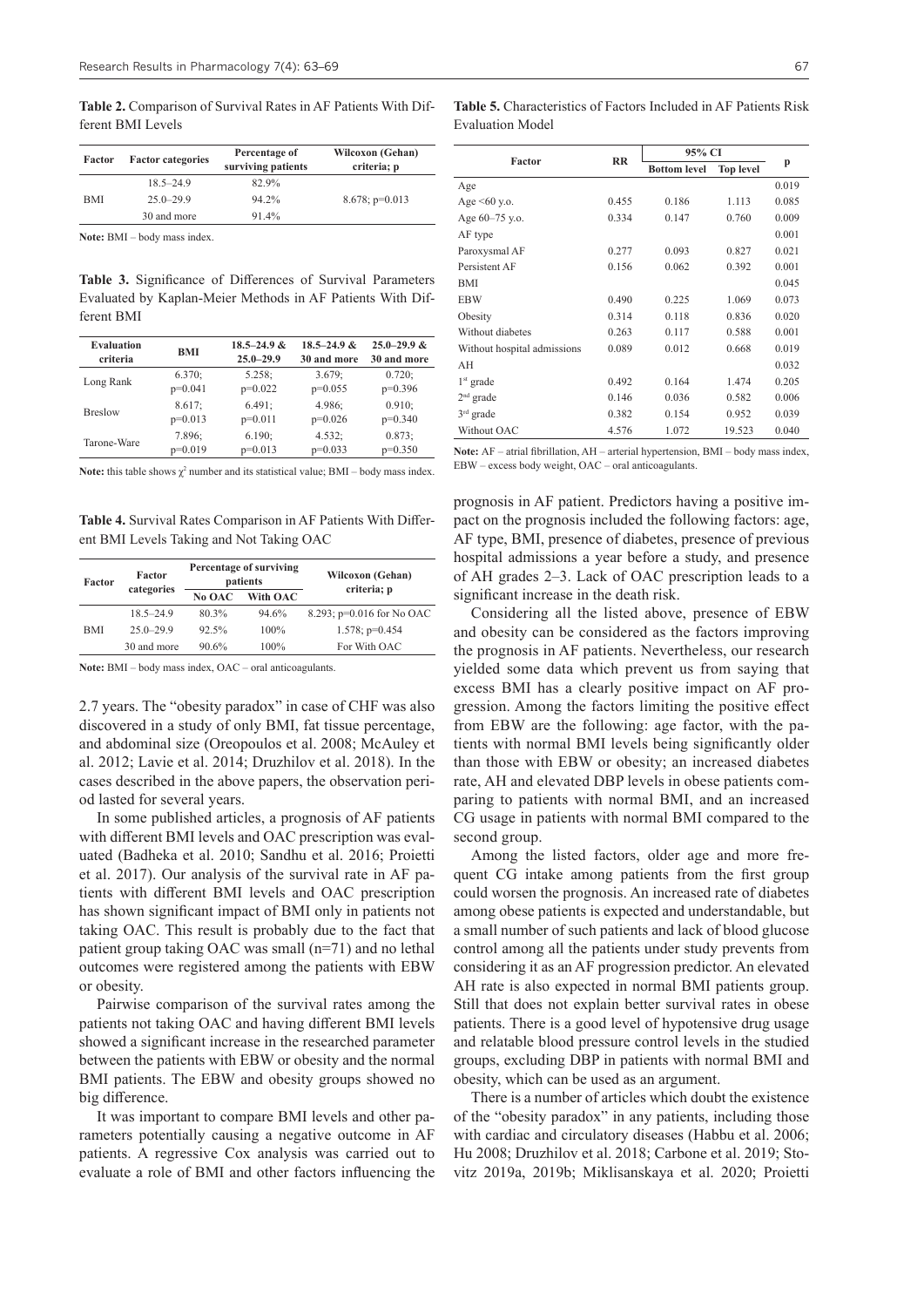**Table 2.** Comparison of Survival Rates in AF Patients With Different BMI Levels

| Factor | Factor categories | Percentage of surviving patients | Wilcoxon (Gehan) criteria; p |
|---|---|---|---|
| BMI | 18.5–24.9 | 82.9% | 8.678; p=0.013 |
| | 25.0–29.9 | 94.2% | |
| | 30 and more | 91.4% | |

**Note:** BMI – body mass index.

**Table 3.** Significance of Differences of Survival Parameters Evaluated by Kaplan-Meier Methods in AF Patients With Different BMI

| Evaluation criteria | BMI | 18.5–24.9 & 25.0–29.9 | 18.5–24.9 & 30 and more | 25.0–29.9 & 30 and more |
|---|---|---|---|---|
| Long Rank | 6.370; p=0.041 | 5.258; p=0.022 | 3.679; p=0.055 | 0.720; p=0.396 |
| Breslow | 8.617; p=0.013 | 6.491; p=0.011 | 4.986; p=0.026 | 0.910; p=0.340 |
| Tarone-Ware | 7.896; p=0.019 | 6.190; p=0.013 | 4.532; p=0.033 | 0.873; p=0.350 |

**Note:** this table shows $\chi^2$ number and its statistical value; BMI – body mass index.

**Table 4.** Survival Rates Comparison in AF Patients With Different BMI Levels Taking and Not Taking OAC

| Factor | Factor categories | Percentage of surviving patients | | Wilcoxon (Gehan) criteria; p |
|---|---|---|---|---|
| | | No OAC | With OAC | |
| BMI | 18.5–24.9 | 80.3% | 94.6% | 8.293; p=0.016 for No OAC |
| | 25.0–29.9 | 92.5% | 100% | 1.578; p=0.454 |
| | 30 and more | 90.6% | 100% | For With OAC |

**Note:** BMI – body mass index, OAC – oral anticoagulants.

2.7 years. The "obesity paradox" in case of CHF was also discovered in a study of only BMI, fat tissue percentage, and abdominal size (Oreopoulos et al. 2008; McAuley et al. 2012; Lavie et al. 2014; Druzhilov et al. 2018). In the cases described in the above papers, the observation period lasted for several years.

In some published articles, a prognosis of AF patients with different BMI levels and OAC prescription was evaluated (Badheka et al. 2010; Sandhu et al. 2016; Proietti et al. 2017). Our analysis of the survival rate in AF patients with different BMI levels and OAC prescription has shown significant impact of BMI only in patients not taking OAC. This result is probably due to the fact that patient group taking OAC was small (n=71) and no lethal outcomes were registered among the patients with EBW or obesity.

Pairwise comparison of the survival rates among the patients not taking OAC and having different BMI levels showed a significant increase in the researched parameter between the patients with EBW or obesity and the normal BMI patients. The EBW and obesity groups showed no big difference.

It was important to compare BMI levels and other parameters potentially causing a negative outcome in AF patients. A regressive Cox analysis was carried out to evaluate a role of BMI and other factors influencing the prognosis in AF patient. Predictors having a positive impact on the prognosis included the following factors: age, AF type, BMI, presence of diabetes, presence of previous hospital admissions a year before a study, and presence of AH grades 2–3. Lack of OAC prescription leads to a significant increase in the death risk.

**Table 5.** Characteristics of Factors Included in AF Patients Risk Evaluation Model

| Factor | RR | 95% CI | | p |
|---|---|---|---|---|
| | | Bottom level | Top level | |
| Age | | | | 0.019 |
| Age <60 y.o. | 0.455 | 0.186 | 1.113 | 0.085 |
| Age 60–75 y.o. | 0.334 | 0.147 | 0.760 | 0.009 |
| AF type | | | | 0.001 |
| Paroxysmal AF | 0.277 | 0.093 | 0.827 | 0.021 |
| Persistent AF | 0.156 | 0.062 | 0.392 | 0.001 |
| BMI | | | | 0.045 |
| EBW | 0.490 | 0.225 | 1.069 | 0.073 |
| Obesity | 0.314 | 0.118 | 0.836 | 0.020 |
| Without diabetes | 0.263 | 0.117 | 0.588 | 0.001 |
| Without hospital admissions | 0.089 | 0.012 | 0.668 | 0.019 |
| AH | | | | 0.032 |
| 1st grade | 0.492 | 0.164 | 1.474 | 0.205 |
| 2nd grade | 0.146 | 0.036 | 0.582 | 0.006 |
| 3rd grade | 0.382 | 0.154 | 0.952 | 0.039 |
| Without OAC | 4.576 | 1.072 | 19.523 | 0.040 |

**Note:** AF – atrial fibrillation, AH – arterial hypertension, BMI – body mass index, EBW – excess body weight, OAC – oral anticoagulants.

Considering all the listed above, presence of EBW and obesity can be considered as the factors improving the prognosis in AF patients. Nevertheless, our research yielded some data which prevent us from saying that excess BMI has a clearly positive impact on AF progression. Among the factors limiting the positive effect from EBW are the following: age factor, with the patients with normal BMI levels being significantly older than those with EBW or obesity; an increased diabetes rate, AH and elevated DBP levels in obese patients comparing to patients with normal BMI, and an increased CG usage in patients with normal BMI compared to the second group.

Among the listed factors, older age and more frequent CG intake among patients from the first group could worsen the prognosis. An increased rate of diabetes among obese patients is expected and understandable, but a small number of such patients and lack of blood glucose control among all the patients under study prevents from considering it as an AF progression predictor. An elevated AH rate is also expected in normal BMI patients group. Still that does not explain better survival rates in obese patients. There is a good level of hypotensive drug usage and relatable blood pressure control levels in the studied groups, excluding DBP in patients with normal BMI and obesity, which can be used as an argument.

There is a number of articles which doubt the existence of the "obesity paradox" in any patients, including those with cardiac and circulatory diseases (Habbu et al. 2006; Hu 2008; Druzhilov et al. 2018; Carbone et al. 2019; Stovitz 2019a, 2019b; Miklisanskaya et al. 2020; Proietti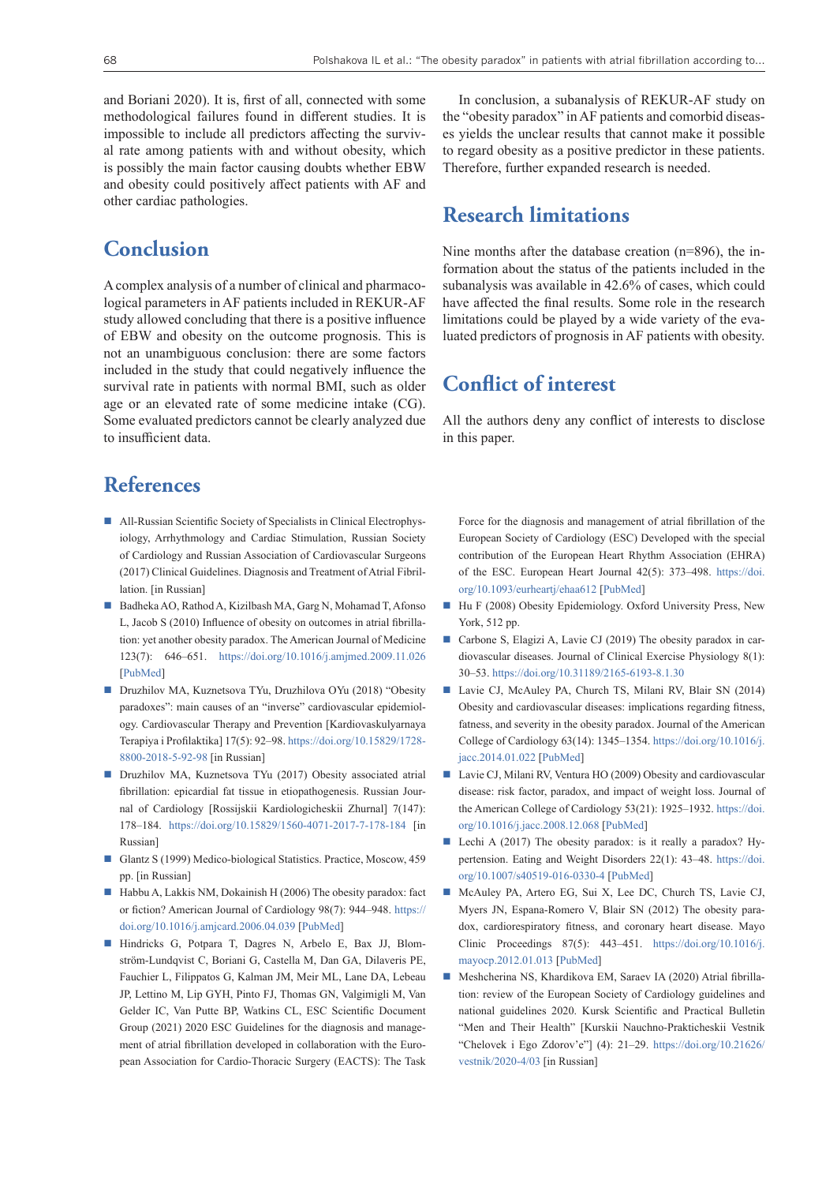and Boriani 2020). It is, first of all, connected with some methodological failures found in different studies. It is impossible to include all predictors affecting the survival rate among patients with and without obesity, which is possibly the main factor causing doubts whether EBW and obesity could positively affect patients with AF and other cardiac pathologies.

## Conclusion

A complex analysis of a number of clinical and pharmacological parameters in AF patients included in REKUR-AF study allowed concluding that there is a positive influence of EBW and obesity on the outcome prognosis. This is not an unambiguous conclusion: there are some factors included in the study that could negatively influence the survival rate in patients with normal BMI, such as older age or an elevated rate of some medicine intake (CG). Some evaluated predictors cannot be clearly analyzed due to insufficient data.

In conclusion, a subanalysis of REKUR-AF study on the "obesity paradox" in AF patients and comorbid diseases yields the unclear results that cannot make it possible to regard obesity as a positive predictor in these patients. Therefore, further expanded research is needed.

## Research limitations

Nine months after the database creation (n=896), the information about the status of the patients included in the subanalysis was available in 42.6% of cases, which could have affected the final results. Some role in the research limitations could be played by a wide variety of the evaluated predictors of prognosis in AF patients with obesity.

## Conflict of interest

All the authors deny any conflict of interests to disclose in this paper.

## References

- All-Russian Scientific Society of Specialists in Clinical Electrophysiology, Arrhythmology and Cardiac Stimulation, Russian Society of Cardiology and Russian Association of Cardiovascular Surgeons (2017) Clinical Guidelines. Diagnosis and Treatment of Atrial Fibrillation. [in Russian]
- Badheka AO, Rathod A, Kizilbash MA, Garg N, Mohamad T, Afonso L, Jacob S (2010) Influence of obesity on outcomes in atrial fibrillation: yet another obesity paradox. The American Journal of Medicine 123(7): 646–651. https://doi.org/10.1016/j.amjmed.2009.11.026 [PubMed]
- Druzhilov MA, Kuznetsova TYu, Druzhilova OYu (2018) "Obesity paradoxes": main causes of an "inverse" cardiovascular epidemiology. Cardiovascular Therapy and Prevention [Kardiovaskulyarnaya Terapiya i Profilaktika] 17(5): 92–98. https://doi.org/10.15829/1728-8800-2018-5-92-98 [in Russian]
- Druzhilov MA, Kuznetsova TYu (2017) Obesity associated atrial fibrillation: epicardial fat tissue in etiopathogenesis. Russian Journal of Cardiology [Rossijskii Kardiologicheskii Zhurnal] 7(147): 178–184. https://doi.org/10.15829/1560-4071-2017-7-178-184 [in Russian]
- Glantz S (1999) Medico-biological Statistics. Practice, Moscow, 459 pp. [in Russian]
- Habbu A, Lakkis NM, Dokainish H (2006) The obesity paradox: fact or fiction? American Journal of Cardiology 98(7): 944–948. https://doi.org/10.1016/j.amjcard.2006.04.039 [PubMed]
- Hindricks G, Potpara T, Dagres N, Arbelo E, Bax JJ, Blomström-Lundqvist C, Boriani G, Castella M, Dan GA, Dilaveris PE, Fauchier L, Filippatos G, Kalman JM, Meir ML, Lane DA, Lebeau JP, Lettino M, Lip GYH, Pinto FJ, Thomas GN, Valgimigli M, Van Gelder IC, Van Putte BP, Watkins CL, ESC Scientific Document Group (2021) 2020 ESC Guidelines for the diagnosis and management of atrial fibrillation developed in collaboration with the European Association for Cardio-Thoracic Surgery (EACTS): The Task Force for the diagnosis and management of atrial fibrillation of the European Society of Cardiology (ESC) Developed with the special contribution of the European Heart Rhythm Association (EHRA) of the ESC. European Heart Journal 42(5): 373–498. https://doi.org/10.1093/eurheartj/ehaa612 [PubMed]
- Hu F (2008) Obesity Epidemiology. Oxford University Press, New York, 512 pp.
- Carbone S, Elagizi A, Lavie CJ (2019) The obesity paradox in cardiovascular diseases. Journal of Clinical Exercise Physiology 8(1): 30–53. https://doi.org/10.31189/2165-6193-8.1.30
- Lavie CJ, McAuley PA, Church TS, Milani RV, Blair SN (2014) Obesity and cardiovascular diseases: implications regarding fitness, fatness, and severity in the obesity paradox. Journal of the American College of Cardiology 63(14): 1345–1354. https://doi.org/10.1016/j.jacc.2014.01.022 [PubMed]
- Lavie CJ, Milani RV, Ventura HO (2009) Obesity and cardiovascular disease: risk factor, paradox, and impact of weight loss. Journal of the American College of Cardiology 53(21): 1925–1932. https://doi.org/10.1016/j.jacc.2008.12.068 [PubMed]
- Lechi A (2017) The obesity paradox: is it really a paradox? Hypertension. Eating and Weight Disorders 22(1): 43–48. https://doi.org/10.1007/s40519-016-0330-4 [PubMed]
- McAuley PA, Artero EG, Sui X, Lee DC, Church TS, Lavie CJ, Myers JN, Espana-Romero V, Blair SN (2012) The obesity paradox, cardiorespiratory fitness, and coronary heart disease. Mayo Clinic Proceedings 87(5): 443–451. https://doi.org/10.1016/j.mayocp.2012.01.013 [PubMed]
- Meshcherina NS, Khardikova EM, Saraev IA (2020) Atrial fibrillation: review of the European Society of Cardiology guidelines and national guidelines 2020. Kursk Scientific and Practical Bulletin "Men and Their Health" [Kurskii Nauchno-Prakticheskii Vestnik "Chelovek i Ego Zdorov'e"] (4): 21–29. https://doi.org/10.21626/vestnik/2020-4/03 [in Russian]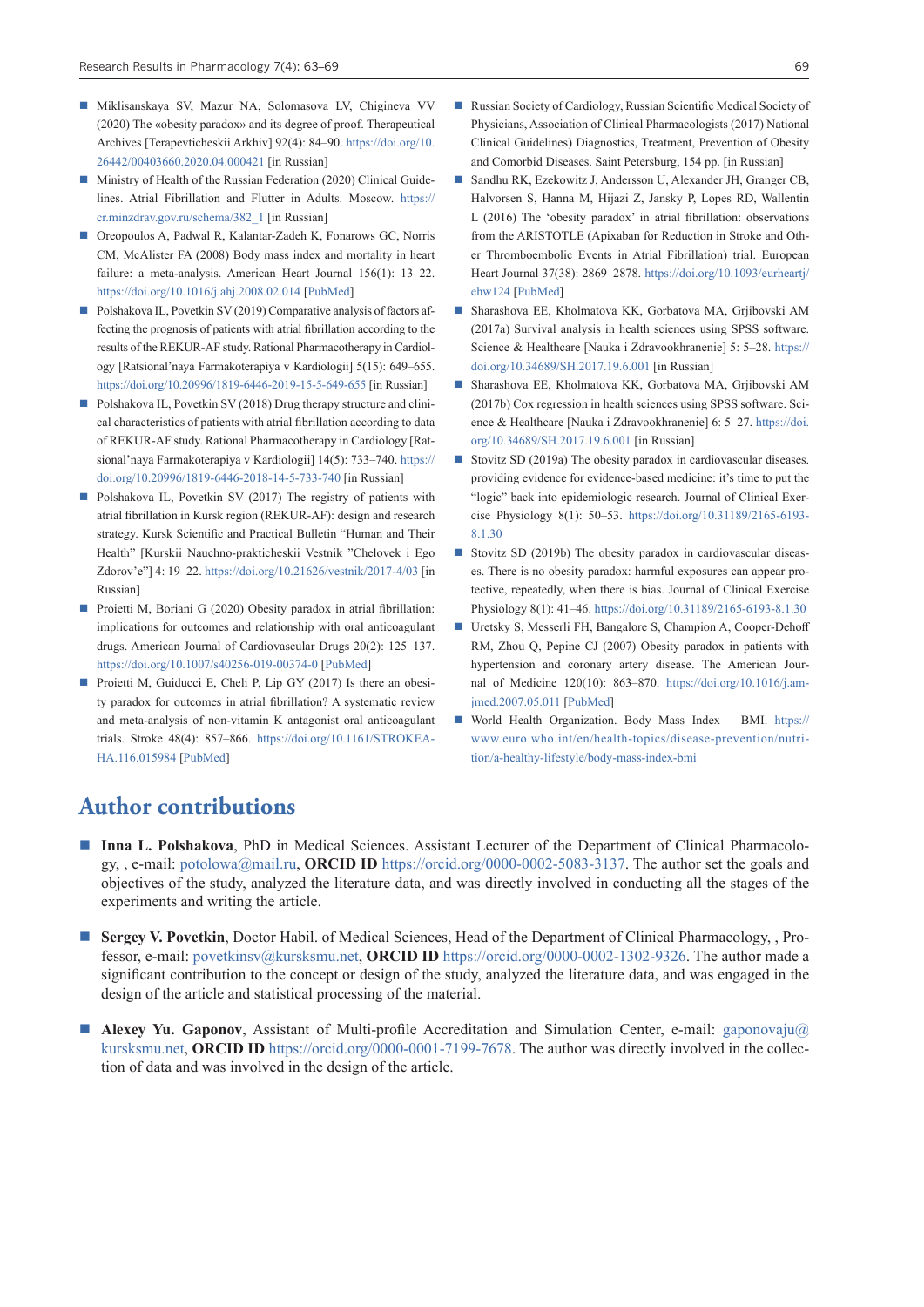- Miklisanskaya SV, Mazur NA, Solomasova LV, Chigineva VV (2020) The «obesity paradox» and its degree of proof. Therapeutical Archives [Terapevticheskii Arkhiv] 92(4): 84–90. https://doi.org/10.26442/00403660.2020.04.000421 [in Russian]
- Ministry of Health of the Russian Federation (2020) Clinical Guidelines. Atrial Fibrillation and Flutter in Adults. Moscow. https://cr.minzdrav.gov.ru/schema/382_1 [in Russian]
- Oreopoulos A, Padwal R, Kalantar-Zadeh K, Fonarows GC, Norris CM, McAlister FA (2008) Body mass index and mortality in heart failure: a meta-analysis. American Heart Journal 156(1): 13–22. https://doi.org/10.1016/j.ahj.2008.02.014 [PubMed]
- Polshakova IL, Povetkin SV (2019) Comparative analysis of factors affecting the prognosis of patients with atrial fibrillation according to the results of the REKUR-AF study. Rational Pharmacotherapy in Cardiology [Ratsional'naya Farmakoterapiya v Kardiologii] 5(15): 649–655. https://doi.org/10.20996/1819-6446-2019-15-5-649-655 [in Russian]
- Polshakova IL, Povetkin SV (2018) Drug therapy structure and clinical characteristics of patients with atrial fibrillation according to data of REKUR-AF study. Rational Pharmacotherapy in Cardiology [Ratsional'naya Farmakoterapiya v Kardiologii] 14(5): 733–740. https://doi.org/10.20996/1819-6446-2018-14-5-733-740 [in Russian]
- Polshakova IL, Povetkin SV (2017) The registry of patients with atrial fibrillation in Kursk region (REKUR-AF): design and research strategy. Kursk Scientific and Practical Bulletin "Human and Their Health" [Kurskii Nauchno-prakticheskii Vestnik "Chelovek i Ego Zdorov'e"] 4: 19–22. https://doi.org/10.21626/vestnik/2017-4/03 [in Russian]
- Proietti M, Boriani G (2020) Obesity paradox in atrial fibrillation: implications for outcomes and relationship with oral anticoagulant drugs. American Journal of Cardiovascular Drugs 20(2): 125–137. https://doi.org/10.1007/s40256-019-00374-0 [PubMed]
- Proietti M, Guiducci E, Cheli P, Lip GY (2017) Is there an obesity paradox for outcomes in atrial fibrillation? A systematic review and meta-analysis of non-vitamin K antagonist oral anticoagulant trials. Stroke 48(4): 857–866. https://doi.org/10.1161/STROKEAHA.116.015984 [PubMed]
- Russian Society of Cardiology, Russian Scientific Medical Society of Physicians, Association of Clinical Pharmacologists (2017) National Clinical Guidelines) Diagnostics, Treatment, Prevention of Obesity and Comorbid Diseases. Saint Petersburg, 154 pp. [in Russian]
- Sandhu RK, Ezekowitz J, Andersson U, Alexander JH, Granger CB, Halvorsen S, Hanna M, Hijazi Z, Jansky P, Lopes RD, Wallentin L (2016) The 'obesity paradox' in atrial fibrillation: observations from the ARISTOTLE (Apixaban for Reduction in Stroke and Other Thromboembolic Events in Atrial Fibrillation) trial. European Heart Journal 37(38): 2869–2878. https://doi.org/10.1093/eurheartj/ehw124 [PubMed]
- Sharashova EE, Kholmatova KK, Gorbatova MA, Grjibovski AM (2017a) Survival analysis in health sciences using SPSS software. Science & Healthcare [Nauka i Zdravookhranenie] 5: 5–28. https://doi.org/10.34689/SH.2017.19.6.001 [in Russian]
- Sharashova EE, Kholmatova KK, Gorbatova MA, Grjibovski AM (2017b) Cox regression in health sciences using SPSS software. Science & Healthcare [Nauka i Zdravookhranenie] 6: 5–27. https://doi.org/10.34689/SH.2017.19.6.001 [in Russian]
- Stovitz SD (2019a) The obesity paradox in cardiovascular diseases. providing evidence for evidence-based medicine: it's time to put the "logic" back into epidemiologic research. Journal of Clinical Exercise Physiology 8(1): 50–53. https://doi.org/10.31189/2165-6193-8.1.30
- Stovitz SD (2019b) The obesity paradox in cardiovascular diseases. There is no obesity paradox: harmful exposures can appear protective, repeatedly, when there is bias. Journal of Clinical Exercise Physiology 8(1): 41–46. https://doi.org/10.31189/2165-6193-8.1.30
- Uretsky S, Messerli FH, Bangalore S, Champion A, Cooper-Dehoff RM, Zhou Q, Pepine CJ (2007) Obesity paradox in patients with hypertension and coronary artery disease. The American Journal of Medicine 120(10): 863–870. https://doi.org/10.1016/j.amjmed.2007.05.011 [PubMed]
- World Health Organization. Body Mass Index – BMI. https://www.euro.who.int/en/health-topics/disease-prevention/nutrition/a-healthy-lifestyle/body-mass-index-bmi

## Author contributions

- **Inna L. Polshakova**, PhD in Medical Sciences. Assistant Lecturer of the Department of Clinical Pharmacology, , e-mail: potolowa@mail.ru, **ORCID ID** https://orcid.org/0000-0002-5083-3137. The author set the goals and objectives of the study, analyzed the literature data, and was directly involved in conducting all the stages of the experiments and writing the article.
- **Sergey V. Povetkin**, Doctor Habil. of Medical Sciences, Head of the Department of Clinical Pharmacology, , Professor, e-mail: povetkinsv@kursksmu.net, **ORCID ID** https://orcid.org/0000-0002-1302-9326. The author made a significant contribution to the concept or design of the study, analyzed the literature data, and was engaged in the design of the article and statistical processing of the material.
- **Alexey Yu. Gaponov**, Assistant of Multi-profile Accreditation and Simulation Center, e-mail: gaponovaju@kursksmu.net, **ORCID ID** https://orcid.org/0000-0001-7199-7678. The author was directly involved in the collection of data and was involved in the design of the article.